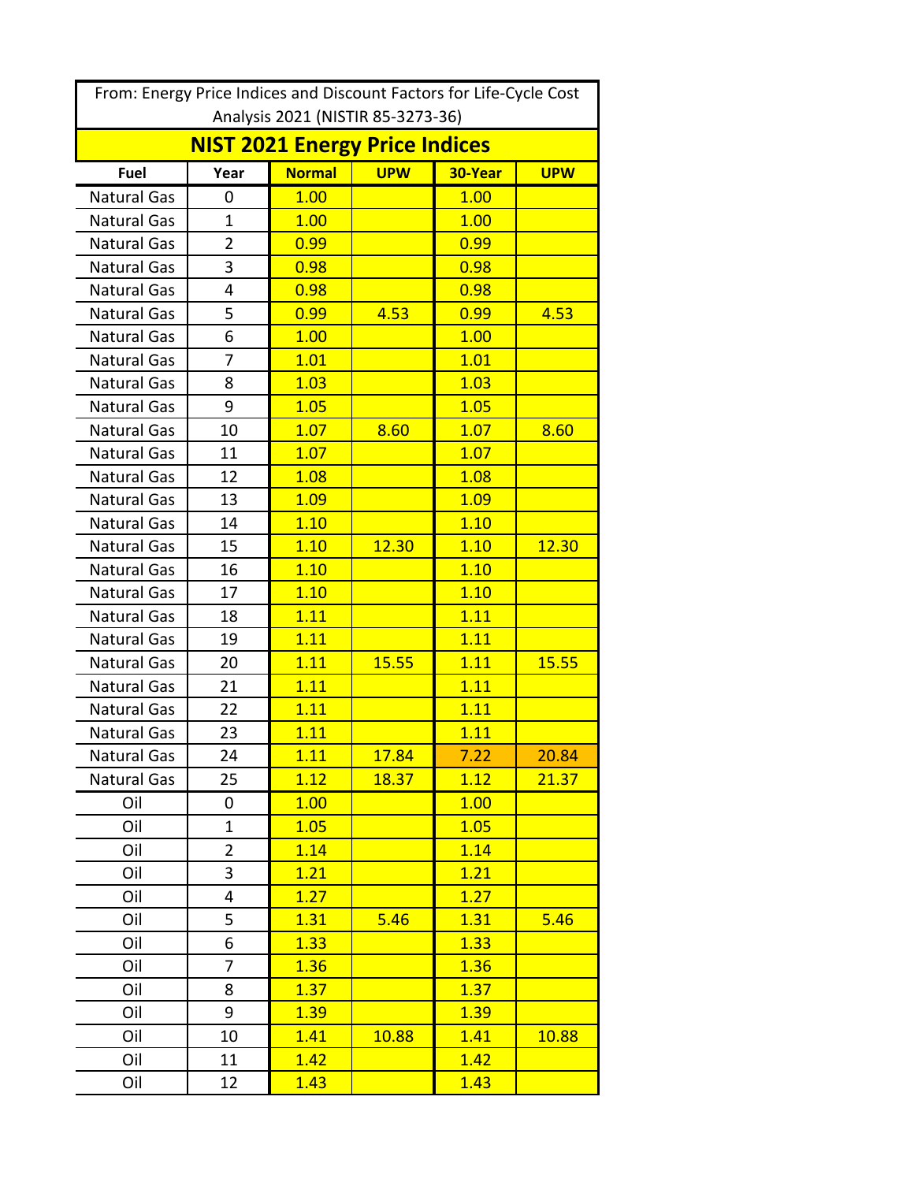From: Energy Price Indices and Discount Factors for Life-Cycle Cost Analysis 2021 (NISTIR 85-3273-36)

## NIST 2021 Energy Price Indices

| Fuel | Year | Normal | UPW | 30-Year | UPW |
|---|---|---|---|---|---|
| Natural Gas | 0 | 1.00 | | 1.00 | |
| Natural Gas | 1 | 1.00 | | 1.00 | |
| Natural Gas | 2 | 0.99 | | 0.99 | |
| Natural Gas | 3 | 0.98 | | 0.98 | |
| Natural Gas | 4 | 0.98 | | 0.98 | |
| Natural Gas | 5 | 0.99 | 4.53 | 0.99 | 4.53 |
| Natural Gas | 6 | 1.00 | | 1.00 | |
| Natural Gas | 7 | 1.01 | | 1.01 | |
| Natural Gas | 8 | 1.03 | | 1.03 | |
| Natural Gas | 9 | 1.05 | | 1.05 | |
| Natural Gas | 10 | 1.07 | 8.60 | 1.07 | 8.60 |
| Natural Gas | 11 | 1.07 | | 1.07 | |
| Natural Gas | 12 | 1.08 | | 1.08 | |
| Natural Gas | 13 | 1.09 | | 1.09 | |
| Natural Gas | 14 | 1.10 | | 1.10 | |
| Natural Gas | 15 | 1.10 | 12.30 | 1.10 | 12.30 |
| Natural Gas | 16 | 1.10 | | 1.10 | |
| Natural Gas | 17 | 1.10 | | 1.10 | |
| Natural Gas | 18 | 1.11 | | 1.11 | |
| Natural Gas | 19 | 1.11 | | 1.11 | |
| Natural Gas | 20 | 1.11 | 15.55 | 1.11 | 15.55 |
| Natural Gas | 21 | 1.11 | | 1.11 | |
| Natural Gas | 22 | 1.11 | | 1.11 | |
| Natural Gas | 23 | 1.11 | | 1.11 | |
| Natural Gas | 24 | 1.11 | 17.84 | 7.22 | 20.84 |
| Natural Gas | 25 | 1.12 | 18.37 | 1.12 | 21.37 |
| Oil | 0 | 1.00 | | 1.00 | |
| Oil | 1 | 1.05 | | 1.05 | |
| Oil | 2 | 1.14 | | 1.14 | |
| Oil | 3 | 1.21 | | 1.21 | |
| Oil | 4 | 1.27 | | 1.27 | |
| Oil | 5 | 1.31 | 5.46 | 1.31 | 5.46 |
| Oil | 6 | 1.33 | | 1.33 | |
| Oil | 7 | 1.36 | | 1.36 | |
| Oil | 8 | 1.37 | | 1.37 | |
| Oil | 9 | 1.39 | | 1.39 | |
| Oil | 10 | 1.41 | 10.88 | 1.41 | 10.88 |
| Oil | 11 | 1.42 | | 1.42 | |
| Oil | 12 | 1.43 | | 1.43 | |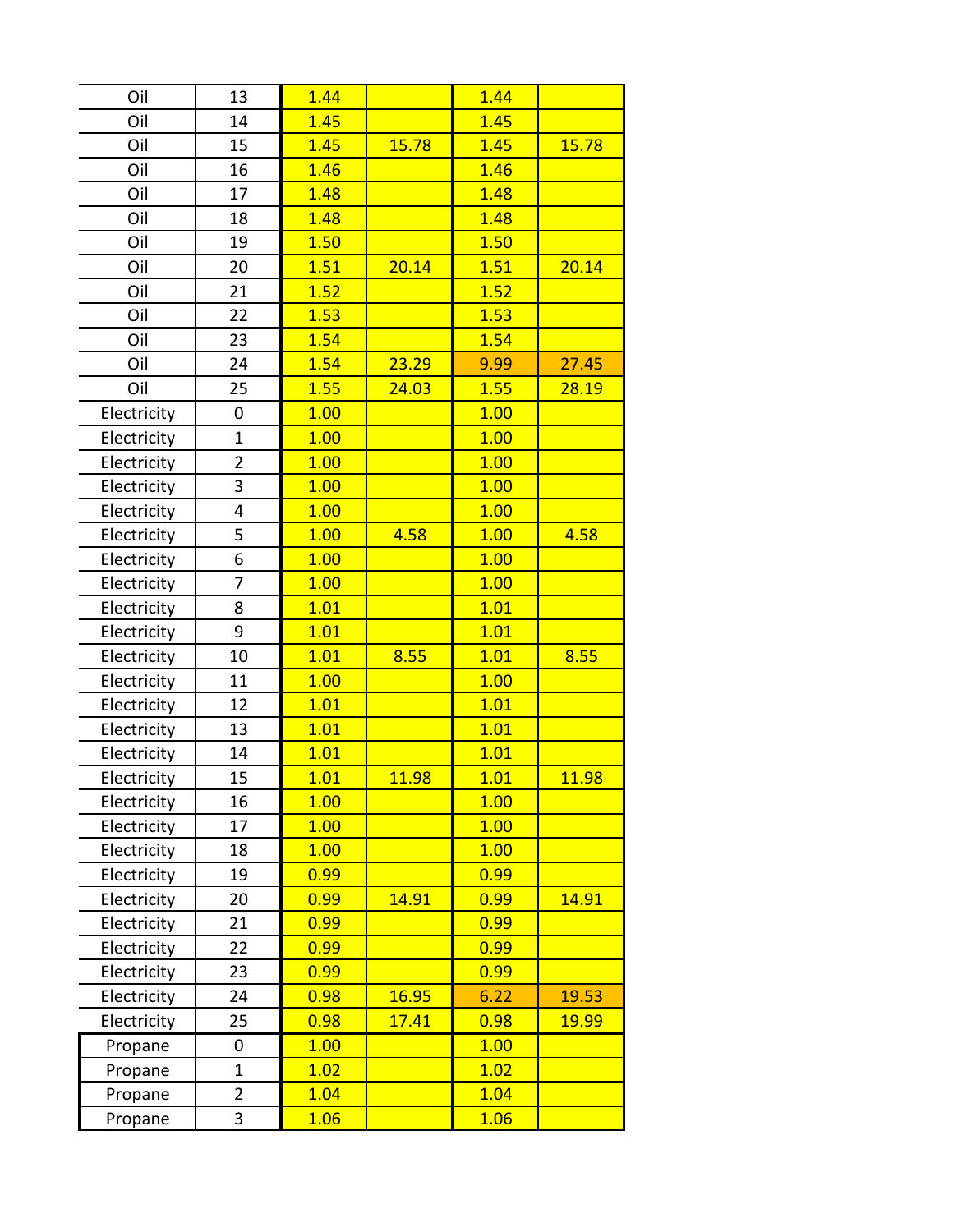| | | | | | |
|---|---|---|---|---|---|
| Oil | 13 | 1.44 | | 1.44 | |
| Oil | 14 | 1.45 | | 1.45 | |
| Oil | 15 | 1.45 | 15.78 | 1.45 | 15.78 |
| Oil | 16 | 1.46 | | 1.46 | |
| Oil | 17 | 1.48 | | 1.48 | |
| Oil | 18 | 1.48 | | 1.48 | |
| Oil | 19 | 1.50 | | 1.50 | |
| Oil | 20 | 1.51 | 20.14 | 1.51 | 20.14 |
| Oil | 21 | 1.52 | | 1.52 | |
| Oil | 22 | 1.53 | | 1.53 | |
| Oil | 23 | 1.54 | | 1.54 | |
| Oil | 24 | 1.54 | 23.29 | 9.99 | 27.45 |
| Oil | 25 | 1.55 | 24.03 | 1.55 | 28.19 |
| Electricity | 0 | 1.00 | | 1.00 | |
| Electricity | 1 | 1.00 | | 1.00 | |
| Electricity | 2 | 1.00 | | 1.00 | |
| Electricity | 3 | 1.00 | | 1.00 | |
| Electricity | 4 | 1.00 | | 1.00 | |
| Electricity | 5 | 1.00 | 4.58 | 1.00 | 4.58 |
| Electricity | 6 | 1.00 | | 1.00 | |
| Electricity | 7 | 1.00 | | 1.00 | |
| Electricity | 8 | 1.01 | | 1.01 | |
| Electricity | 9 | 1.01 | | 1.01 | |
| Electricity | 10 | 1.01 | 8.55 | 1.01 | 8.55 |
| Electricity | 11 | 1.00 | | 1.00 | |
| Electricity | 12 | 1.01 | | 1.01 | |
| Electricity | 13 | 1.01 | | 1.01 | |
| Electricity | 14 | 1.01 | | 1.01 | |
| Electricity | 15 | 1.01 | 11.98 | 1.01 | 11.98 |
| Electricity | 16 | 1.00 | | 1.00 | |
| Electricity | 17 | 1.00 | | 1.00 | |
| Electricity | 18 | 1.00 | | 1.00 | |
| Electricity | 19 | 0.99 | | 0.99 | |
| Electricity | 20 | 0.99 | 14.91 | 0.99 | 14.91 |
| Electricity | 21 | 0.99 | | 0.99 | |
| Electricity | 22 | 0.99 | | 0.99 | |
| Electricity | 23 | 0.99 | | 0.99 | |
| Electricity | 24 | 0.98 | 16.95 | 6.22 | 19.53 |
| Electricity | 25 | 0.98 | 17.41 | 0.98 | 19.99 |
| Propane | 0 | 1.00 | | 1.00 | |
| Propane | 1 | 1.02 | | 1.02 | |
| Propane | 2 | 1.04 | | 1.04 | |
| Propane | 3 | 1.06 | | 1.06 | |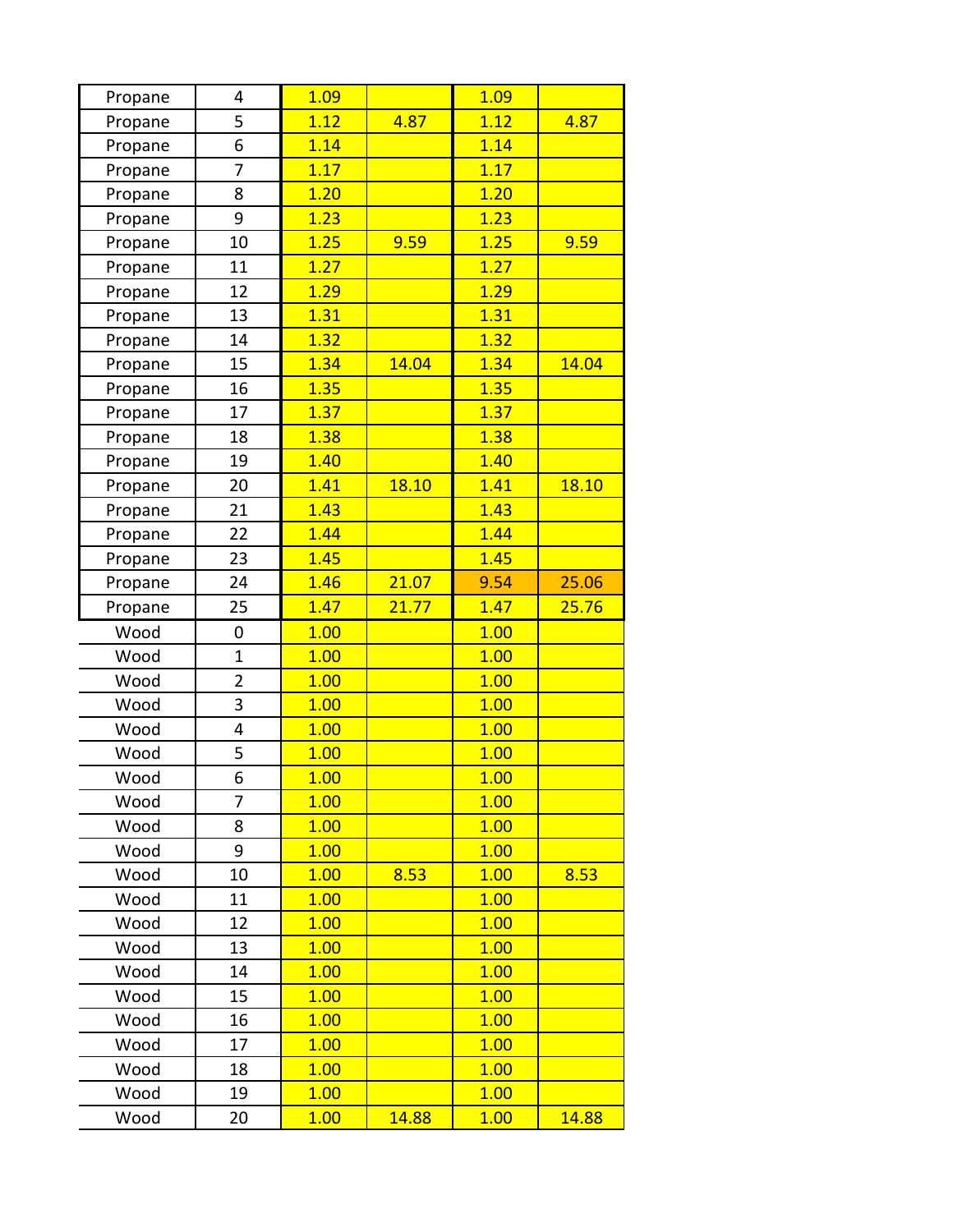| | | | | | |
|---|---|---|---|---|---|
| Propane | 4 | 1.09 | | 1.09 | |
| Propane | 5 | 1.12 | 4.87 | 1.12 | 4.87 |
| Propane | 6 | 1.14 | | 1.14 | |
| Propane | 7 | 1.17 | | 1.17 | |
| Propane | 8 | 1.20 | | 1.20 | |
| Propane | 9 | 1.23 | | 1.23 | |
| Propane | 10 | 1.25 | 9.59 | 1.25 | 9.59 |
| Propane | 11 | 1.27 | | 1.27 | |
| Propane | 12 | 1.29 | | 1.29 | |
| Propane | 13 | 1.31 | | 1.31 | |
| Propane | 14 | 1.32 | | 1.32 | |
| Propane | 15 | 1.34 | 14.04 | 1.34 | 14.04 |
| Propane | 16 | 1.35 | | 1.35 | |
| Propane | 17 | 1.37 | | 1.37 | |
| Propane | 18 | 1.38 | | 1.38 | |
| Propane | 19 | 1.40 | | 1.40 | |
| Propane | 20 | 1.41 | 18.10 | 1.41 | 18.10 |
| Propane | 21 | 1.43 | | 1.43 | |
| Propane | 22 | 1.44 | | 1.44 | |
| Propane | 23 | 1.45 | | 1.45 | |
| Propane | 24 | 1.46 | 21.07 | 9.54 | 25.06 |
| Propane | 25 | 1.47 | 21.77 | 1.47 | 25.76 |
| Wood | 0 | 1.00 | | 1.00 | |
| Wood | 1 | 1.00 | | 1.00 | |
| Wood | 2 | 1.00 | | 1.00 | |
| Wood | 3 | 1.00 | | 1.00 | |
| Wood | 4 | 1.00 | | 1.00 | |
| Wood | 5 | 1.00 | | 1.00 | |
| Wood | 6 | 1.00 | | 1.00 | |
| Wood | 7 | 1.00 | | 1.00 | |
| Wood | 8 | 1.00 | | 1.00 | |
| Wood | 9 | 1.00 | | 1.00 | |
| Wood | 10 | 1.00 | 8.53 | 1.00 | 8.53 |
| Wood | 11 | 1.00 | | 1.00 | |
| Wood | 12 | 1.00 | | 1.00 | |
| Wood | 13 | 1.00 | | 1.00 | |
| Wood | 14 | 1.00 | | 1.00 | |
| Wood | 15 | 1.00 | | 1.00 | |
| Wood | 16 | 1.00 | | 1.00 | |
| Wood | 17 | 1.00 | | 1.00 | |
| Wood | 18 | 1.00 | | 1.00 | |
| Wood | 19 | 1.00 | | 1.00 | |
| Wood | 20 | 1.00 | 14.88 | 1.00 | 14.88 |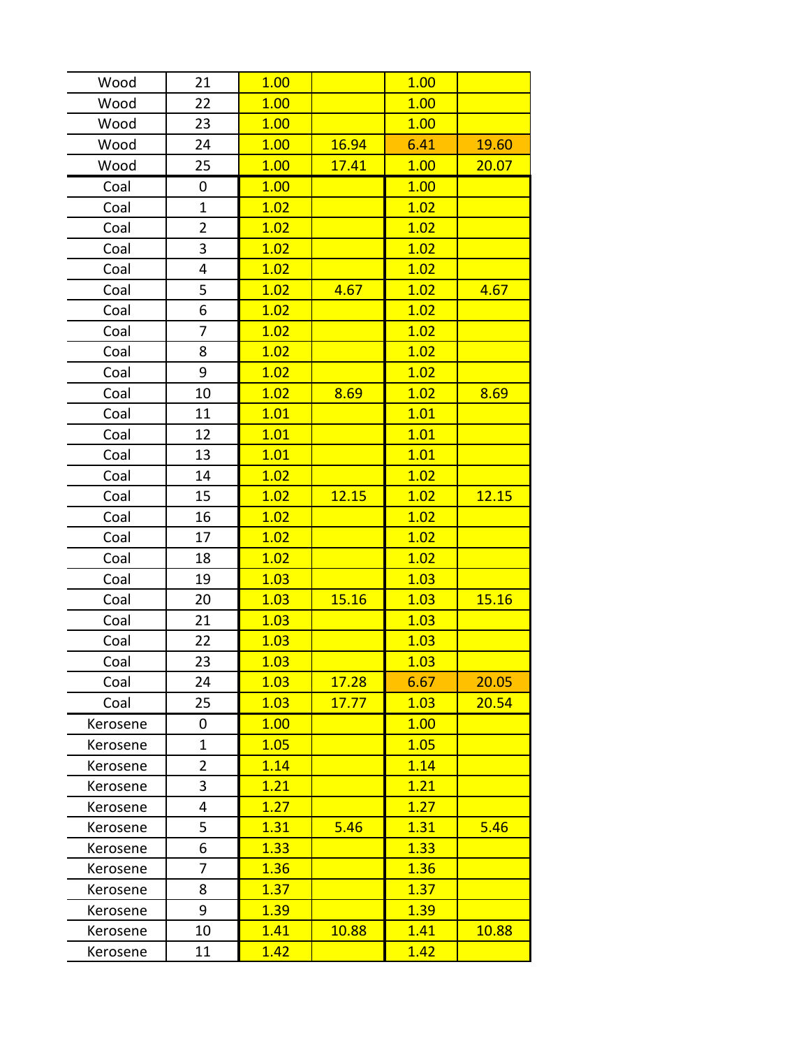| | | | | | |
|---|---|---|---|---|---|
| Wood | 21 | 1.00 | | 1.00 | |
| Wood | 22 | 1.00 | | 1.00 | |
| Wood | 23 | 1.00 | | 1.00 | |
| Wood | 24 | 1.00 | 16.94 | 6.41 | 19.60 |
| Wood | 25 | 1.00 | 17.41 | 1.00 | 20.07 |
| Coal | 0 | 1.00 | | 1.00 | |
| Coal | 1 | 1.02 | | 1.02 | |
| Coal | 2 | 1.02 | | 1.02 | |
| Coal | 3 | 1.02 | | 1.02 | |
| Coal | 4 | 1.02 | | 1.02 | |
| Coal | 5 | 1.02 | 4.67 | 1.02 | 4.67 |
| Coal | 6 | 1.02 | | 1.02 | |
| Coal | 7 | 1.02 | | 1.02 | |
| Coal | 8 | 1.02 | | 1.02 | |
| Coal | 9 | 1.02 | | 1.02 | |
| Coal | 10 | 1.02 | 8.69 | 1.02 | 8.69 |
| Coal | 11 | 1.01 | | 1.01 | |
| Coal | 12 | 1.01 | | 1.01 | |
| Coal | 13 | 1.01 | | 1.01 | |
| Coal | 14 | 1.02 | | 1.02 | |
| Coal | 15 | 1.02 | 12.15 | 1.02 | 12.15 |
| Coal | 16 | 1.02 | | 1.02 | |
| Coal | 17 | 1.02 | | 1.02 | |
| Coal | 18 | 1.02 | | 1.02 | |
| Coal | 19 | 1.03 | | 1.03 | |
| Coal | 20 | 1.03 | 15.16 | 1.03 | 15.16 |
| Coal | 21 | 1.03 | | 1.03 | |
| Coal | 22 | 1.03 | | 1.03 | |
| Coal | 23 | 1.03 | | 1.03 | |
| Coal | 24 | 1.03 | 17.28 | 6.67 | 20.05 |
| Coal | 25 | 1.03 | 17.77 | 1.03 | 20.54 |
| Kerosene | 0 | 1.00 | | 1.00 | |
| Kerosene | 1 | 1.05 | | 1.05 | |
| Kerosene | 2 | 1.14 | | 1.14 | |
| Kerosene | 3 | 1.21 | | 1.21 | |
| Kerosene | 4 | 1.27 | | 1.27 | |
| Kerosene | 5 | 1.31 | 5.46 | 1.31 | 5.46 |
| Kerosene | 6 | 1.33 | | 1.33 | |
| Kerosene | 7 | 1.36 | | 1.36 | |
| Kerosene | 8 | 1.37 | | 1.37 | |
| Kerosene | 9 | 1.39 | | 1.39 | |
| Kerosene | 10 | 1.41 | 10.88 | 1.41 | 10.88 |
| Kerosene | 11 | 1.42 | | 1.42 | |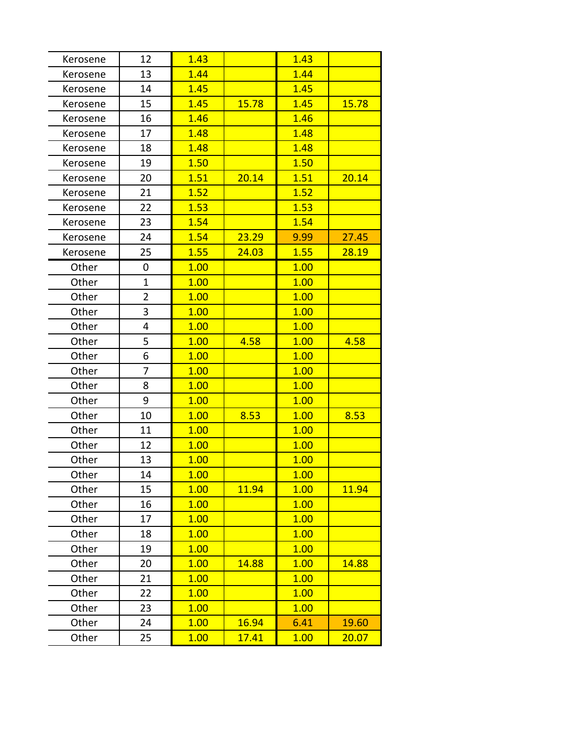| | | | | | |
|---|---|---|---|---|---|
| Kerosene | 12 | 1.43 | | 1.43 | |
| Kerosene | 13 | 1.44 | | 1.44 | |
| Kerosene | 14 | 1.45 | | 1.45 | |
| Kerosene | 15 | 1.45 | 15.78 | 1.45 | 15.78 |
| Kerosene | 16 | 1.46 | | 1.46 | |
| Kerosene | 17 | 1.48 | | 1.48 | |
| Kerosene | 18 | 1.48 | | 1.48 | |
| Kerosene | 19 | 1.50 | | 1.50 | |
| Kerosene | 20 | 1.51 | 20.14 | 1.51 | 20.14 |
| Kerosene | 21 | 1.52 | | 1.52 | |
| Kerosene | 22 | 1.53 | | 1.53 | |
| Kerosene | 23 | 1.54 | | 1.54 | |
| Kerosene | 24 | 1.54 | 23.29 | 9.99 | 27.45 |
| Kerosene | 25 | 1.55 | 24.03 | 1.55 | 28.19 |
| Other | 0 | 1.00 | | 1.00 | |
| Other | 1 | 1.00 | | 1.00 | |
| Other | 2 | 1.00 | | 1.00 | |
| Other | 3 | 1.00 | | 1.00 | |
| Other | 4 | 1.00 | | 1.00 | |
| Other | 5 | 1.00 | 4.58 | 1.00 | 4.58 |
| Other | 6 | 1.00 | | 1.00 | |
| Other | 7 | 1.00 | | 1.00 | |
| Other | 8 | 1.00 | | 1.00 | |
| Other | 9 | 1.00 | | 1.00 | |
| Other | 10 | 1.00 | 8.53 | 1.00 | 8.53 |
| Other | 11 | 1.00 | | 1.00 | |
| Other | 12 | 1.00 | | 1.00 | |
| Other | 13 | 1.00 | | 1.00 | |
| Other | 14 | 1.00 | | 1.00 | |
| Other | 15 | 1.00 | 11.94 | 1.00 | 11.94 |
| Other | 16 | 1.00 | | 1.00 | |
| Other | 17 | 1.00 | | 1.00 | |
| Other | 18 | 1.00 | | 1.00 | |
| Other | 19 | 1.00 | | 1.00 | |
| Other | 20 | 1.00 | 14.88 | 1.00 | 14.88 |
| Other | 21 | 1.00 | | 1.00 | |
| Other | 22 | 1.00 | | 1.00 | |
| Other | 23 | 1.00 | | 1.00 | |
| Other | 24 | 1.00 | 16.94 | 6.41 | 19.60 |
| Other | 25 | 1.00 | 17.41 | 1.00 | 20.07 |